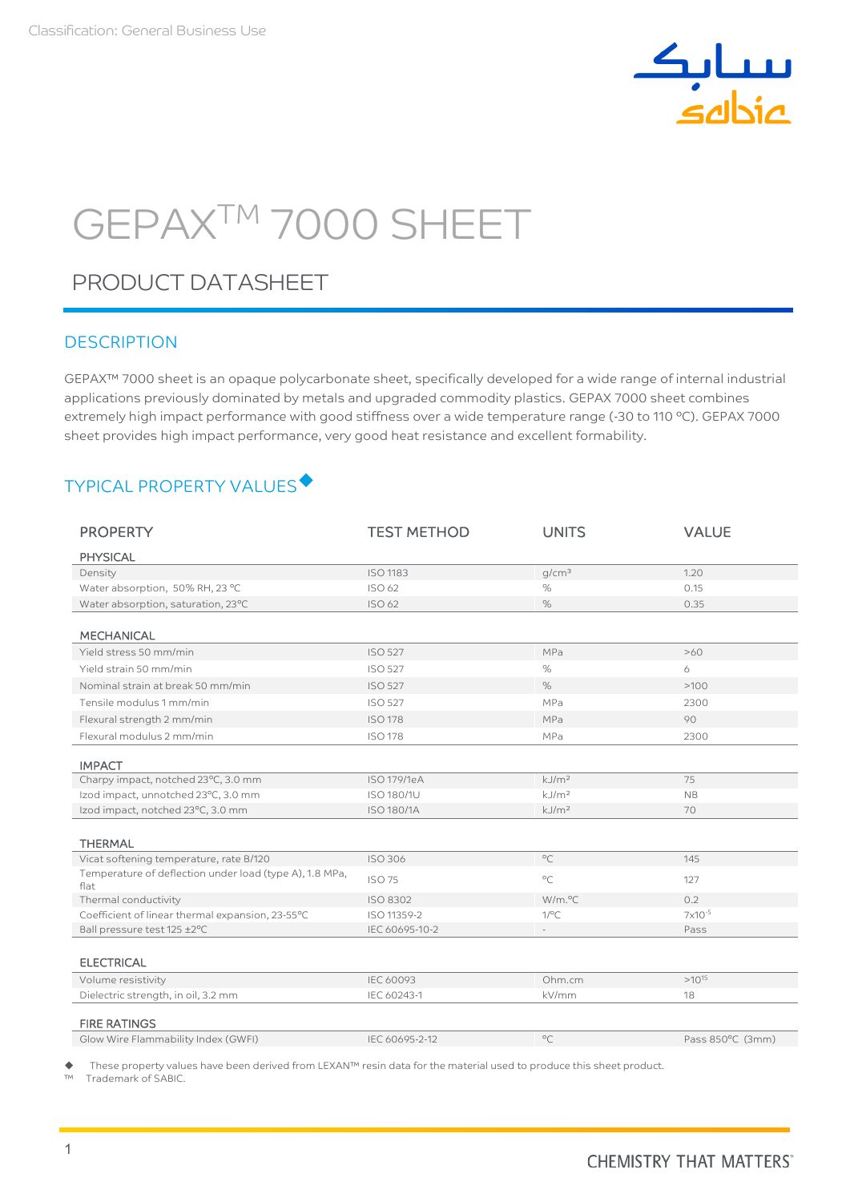Classification: General Business Use

# GEPAX™ 7000 SHEET

## PRODUCT DATASHEET

### DESCRIPTION

GEPAX™ 7000 sheet is an opaque polycarbonate sheet, specifically developed for a wide range of internal industrial applications previously dominated by metals and upgraded commodity plastics. GEPAX 7000 sheet combines extremely high impact performance with good stiffness over a wide temperature range (-30 to 110 °C). GEPAX 7000 sheet provides high impact performance, very good heat resistance and excellent formability.

### TYPICAL PROPERTY VALUES◆

| PROPERTY | TEST METHOD | UNITS | VALUE |
|---|---|---|---|
| **PHYSICAL** | | | |
| Density | ISO 1183 | g/cm³ | 1.20 |
| Water absorption, 50% RH, 23 °C | ISO 62 | % | 0.15 |
| Water absorption, saturation, 23°C | ISO 62 | % | 0.35 |
| **MECHANICAL** | | | |
| Yield stress 50 mm/min | ISO 527 | MPa | >60 |
| Yield strain 50 mm/min | ISO 527 | % | 6 |
| Nominal strain at break 50 mm/min | ISO 527 | % | >100 |
| Tensile modulus 1 mm/min | ISO 527 | MPa | 2300 |
| Flexural strength 2 mm/min | ISO 178 | MPa | 90 |
| Flexural modulus 2 mm/min | ISO 178 | MPa | 2300 |
| **IMPACT** | | | |
| Charpy impact, notched 23°C, 3.0 mm | ISO 179/1eA | kJ/m² | 75 |
| Izod impact, unnotched 23°C, 3.0 mm | ISO 180/1U | kJ/m² | NB |
| Izod impact, notched 23°C, 3.0 mm | ISO 180/1A | kJ/m² | 70 |
| **THERMAL** | | | |
| Vicat softening temperature, rate B/120 | ISO 306 | °C | 145 |
| Temperature of deflection under load (type A), 1.8 MPa, flat | ISO 75 | °C | 127 |
| Thermal conductivity | ISO 8302 | W/m.°C | 0.2 |
| Coefficient of linear thermal expansion, 23-55°C | ISO 11359-2 | 1/°C | $7 \times 10^{-5}$ |
| Ball pressure test 125 ±2°C | IEC 60695-10-2 | - | Pass |
| **ELECTRICAL** | | | |
| Volume resistivity | IEC 60093 | Ohm.cm | $>10^{15}$ |
| Dielectric strength, in oil, 3.2 mm | IEC 60243-1 | kV/mm | 18 |
| **FIRE RATINGS** | | | |
| Glow Wire Flammability Index (GWFI) | IEC 60695-2-12 | °C | Pass 850°C (3mm) |

◆ These property values have been derived from LEXAN™ resin data for the material used to produce this sheet product.
™ Trademark of SABIC.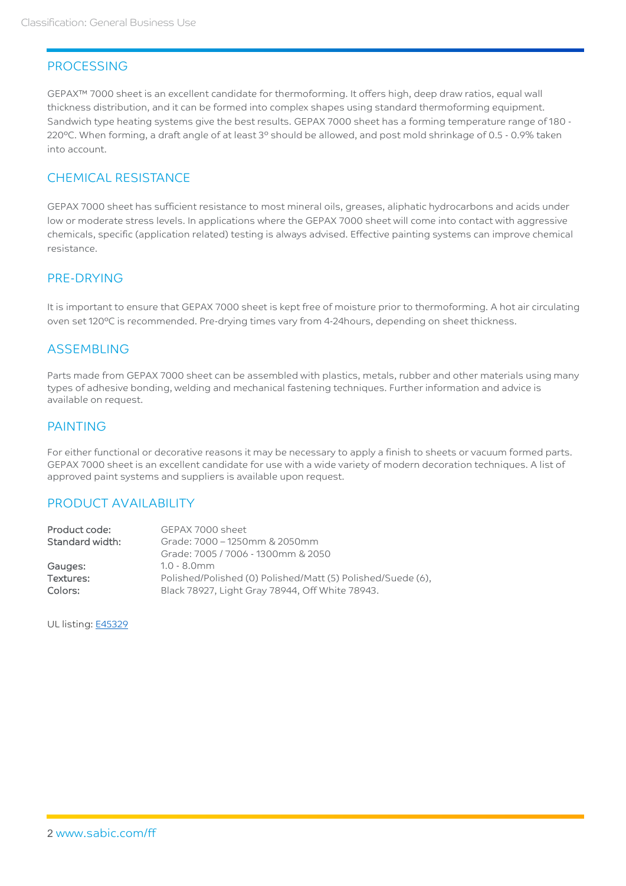## PROCESSING

GEPAX™ 7000 sheet is an excellent candidate for thermoforming. It offers high, deep draw ratios, equal wall thickness distribution, and it can be formed into complex shapes using standard thermoforming equipment. Sandwich type heating systems give the best results. GEPAX 7000 sheet has a forming temperature range of 180 - 220ºC. When forming, a draft angle of at least 3º should be allowed, and post mold shrinkage of 0.5 - 0.9% taken into account.

## CHEMICAL RESISTANCE

GEPAX 7000 sheet has sufficient resistance to most mineral oils, greases, aliphatic hydrocarbons and acids under low or moderate stress levels. In applications where the GEPAX 7000 sheet will come into contact with aggressive chemicals, specific (application related) testing is always advised. Effective painting systems can improve chemical resistance.

## PRE-DRYING

It is important to ensure that GEPAX 7000 sheet is kept free of moisture prior to thermoforming. A hot air circulating oven set 120ºC is recommended. Pre-drying times vary from 4-24hours, depending on sheet thickness.

## ASSEMBLING

Parts made from GEPAX 7000 sheet can be assembled with plastics, metals, rubber and other materials using many types of adhesive bonding, welding and mechanical fastening techniques. Further information and advice is available on request.

## PAINTING

For either functional or decorative reasons it may be necessary to apply a finish to sheets or vacuum formed parts. GEPAX 7000 sheet is an excellent candidate for use with a wide variety of modern decoration techniques. A list of approved paint systems and suppliers is available upon request.

## PRODUCT AVAILABILITY

| | |
|---|---|
| **Product code:** | GEPAX 7000 sheet |
| **Standard width:** | Grade: 7000 – 1250mm & 2050mm |
| | Grade: 7005 / 7006 - 1300mm & 2050 |
| **Gauges:** | 1.0 - 8.0mm |
| **Textures:** | Polished/Polished (0) Polished/Matt (5) Polished/Suede (6), |
| **Colors:** | Black 78927, Light Gray 78944, Off White 78943. |

UL listing: E45329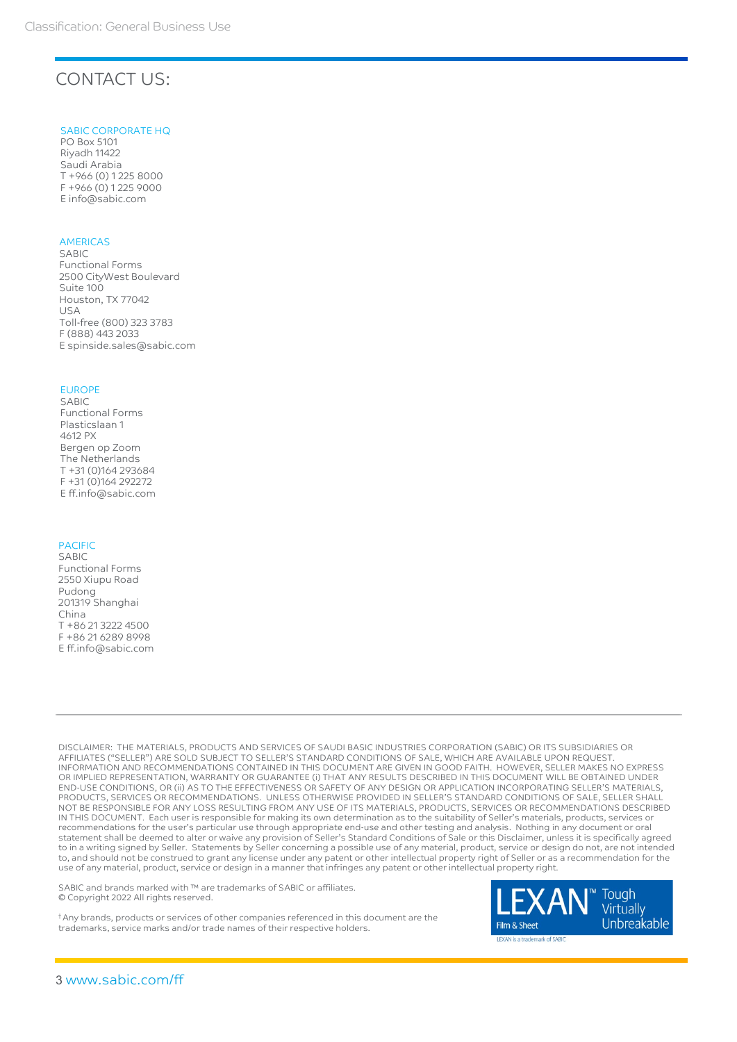# CONTACT US:

SABIC CORPORATE HQ
PO Box 5101
Riyadh 11422
Saudi Arabia
T +966 (0) 1 225 8000
F +966 (0) 1 225 9000
E info@sabic.com

AMERICAS
SABIC
Functional Forms
2500 CityWest Boulevard
Suite 100
Houston, TX 77042
USA
Toll-free (800) 323 3783
F (888) 443 2033
E spinside.sales@sabic.com

EUROPE
SABIC
Functional Forms
Plasticslaan 1
4612 PX
Bergen op Zoom
The Netherlands
T +31 (0)164 293684
F +31 (0)164 292272
E ff.info@sabic.com

PACIFIC
SABIC
Functional Forms
2550 Xiupu Road
Pudong
201319 Shanghai
China
T +86 21 3222 4500
F +86 21 6289 8998
E ff.info@sabic.com

---

DISCLAIMER: THE MATERIALS, PRODUCTS AND SERVICES OF SAUDI BASIC INDUSTRIES CORPORATION (SABIC) OR ITS SUBSIDIARIES OR AFFILIATES ("SELLER") ARE SOLD SUBJECT TO SELLER'S STANDARD CONDITIONS OF SALE, WHICH ARE AVAILABLE UPON REQUEST. INFORMATION AND RECOMMENDATIONS CONTAINED IN THIS DOCUMENT ARE GIVEN IN GOOD FAITH. HOWEVER, SELLER MAKES NO EXPRESS OR IMPLIED REPRESENTATION, WARRANTY OR GUARANTEE (i) THAT ANY RESULTS DESCRIBED IN THIS DOCUMENT WILL BE OBTAINED UNDER END-USE CONDITIONS, OR (ii) AS TO THE EFFECTIVENESS OR SAFETY OF ANY DESIGN OR APPLICATION INCORPORATING SELLER'S MATERIALS, PRODUCTS, SERVICES OR RECOMMENDATIONS. UNLESS OTHERWISE PROVIDED IN SELLER'S STANDARD CONDITIONS OF SALE, SELLER SHALL NOT BE RESPONSIBLE FOR ANY LOSS RESULTING FROM ANY USE OF ITS MATERIALS, PRODUCTS, SERVICES OR RECOMMENDATIONS DESCRIBED IN THIS DOCUMENT. Each user is responsible for making its own determination as to the suitability of Seller's materials, products, services or recommendations for the user's particular use through appropriate end-use and other testing and analysis. Nothing in any document or oral statement shall be deemed to alter or waive any provision of Seller's Standard Conditions of Sale or this Disclaimer, unless it is specifically agreed to in a writing signed by Seller. Statements by Seller concerning a possible use of any material, product, service or design do not, are not intended to, and should not be construed to grant any license under any patent or other intellectual property right of Seller or as a recommendation for the use of any material, product, service or design in a manner that infringes any patent or other intellectual property right.

SABIC and brands marked with ™ are trademarks of SABIC or affiliates.
© Copyright 2022 All rights reserved.

† Any brands, products or services of other companies referenced in this document are the trademarks, service marks and/or trade names of their respective holders.

LEXAN™ Film & Sheet Tough Virtually Unbreakable
LEXAN is a trademark of SABIC